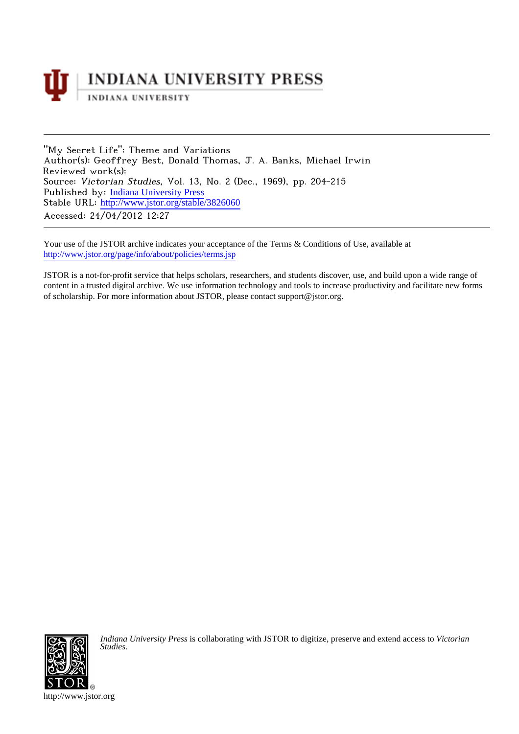# INDIANA UNIVERSITY PRESS

INDIANA UNIVERSITY

---

"My Secret Life": Theme and Variations
Author(s): Geoffrey Best, Donald Thomas, J. A. Banks, Michael Irwin
Reviewed work(s):
Source: *Victorian Studies*, Vol. 13, No. 2 (Dec., 1969), pp. 204-215
Published by: Indiana University Press
Stable URL: http://www.jstor.org/stable/3826060
Accessed: 24/04/2012 12:27

---

Your use of the JSTOR archive indicates your acceptance of the Terms & Conditions of Use, available at
http://www.jstor.org/page/info/about/policies/terms.jsp

JSTOR is a not-for-profit service that helps scholars, researchers, and students discover, use, and build upon a wide range of content in a trusted digital archive. We use information technology and tools to increase productivity and facilitate new forms of scholarship. For more information about JSTOR, please contact support@jstor.org.

*Indiana University Press* is collaborating with JSTOR to digitize, preserve and extend access to *Victorian Studies.*

http://www.jstor.org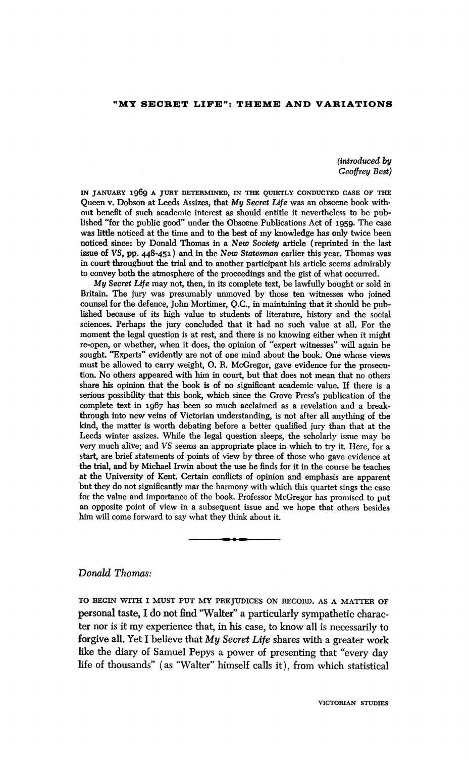# "MY SECRET LIFE": THEME AND VARIATIONS

*(introduced by Geoffrey Best)*

IN JANUARY 1969 A JURY DETERMINED, IN THE QUIETLY CONDUCTED CASE OF THE Queen v. Dobson at Leeds Assizes, that *My Secret Life* was an obscene book without benefit of such academic interest as should entitle it nevertheless to be published "for the public good" under the Obscene Publications Act of 1959. The case was little noticed at the time and to the best of my knowledge has only twice been noticed since: by Donald Thomas in a *New Society* article (reprinted in the last issue of VS, pp. 448-451) and in the *New Statesman* earlier this year. Thomas was in court throughout the trial and to another participant his article seems admirably to convey both the atmosphere of the proceedings and the gist of what occurred.

*My Secret Life* may not, then, in its complete text, be lawfully bought or sold in Britain. The jury was presumably unmoved by those ten witnesses who joined counsel for the defence, John Mortimer, Q.C., in maintaining that it should be published because of its high value to students of literature, history and the social sciences. Perhaps the jury concluded that it had no such value at all. For the moment the legal question is at rest, and there is no knowing either when it might re-open, or whether, when it does, the opinion of "expert witnesses" will again be sought. "Experts" evidently are not of one mind about the book. One whose views must be allowed to carry weight, O. R. McGregor, gave evidence for the prosecution. No others appeared with him in court, but that does not mean that no others share his opinion that the book is of no significant academic value. If there is a serious possibility that this book, which since the Grove Press's publication of the complete text in 1967 has been so much acclaimed as a revelation and a breakthrough into new veins of Victorian understanding, is not after all anything of the kind, the matter is worth debating before a better qualified jury than that at the Leeds winter assizes. While the legal question sleeps, the scholarly issue may be very much alive; and VS seems an appropriate place in which to try it. Here, for a start, are brief statements of points of view by three of those who gave evidence at the trial, and by Michael Irwin about the use he finds for it in the course he teaches at the University of Kent. Certain conflicts of opinion and emphasis are apparent but they do not significantly mar the harmony with which this quartet sings the case for the value and importance of the book. Professor McGregor has promised to put an opposite point of view in a subsequent issue and we hope that others besides him will come forward to say what they think about it.

---

*Donald Thomas:*

TO BEGIN WITH I MUST PUT MY PREJUDICES ON RECORD. AS A MATTER OF personal taste, I do not find "Walter" a particularly sympathetic character nor is it my experience that, in his case, to know all is necessarily to forgive all. Yet I believe that *My Secret Life* shares with a greater work like the diary of Samuel Pepys a power of presenting that "every day life of thousands" (as "Walter" himself calls it), from which statistical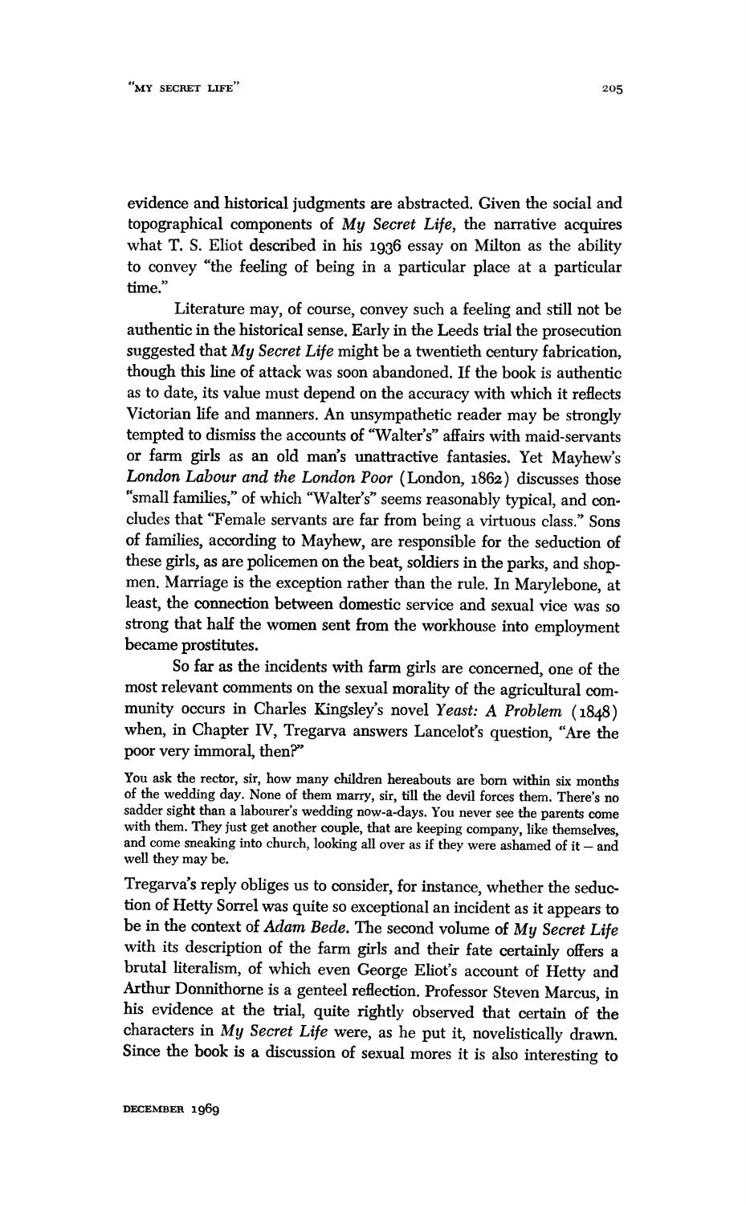evidence and historical judgments are abstracted. Given the social and topographical components of *My Secret Life*, the narrative acquires what T. S. Eliot described in his 1936 essay on Milton as the ability to convey "the feeling of being in a particular place at a particular time."

Literature may, of course, convey such a feeling and still not be authentic in the historical sense. Early in the Leeds trial the prosecution suggested that *My Secret Life* might be a twentieth century fabrication, though this line of attack was soon abandoned. If the book is authentic as to date, its value must depend on the accuracy with which it reflects Victorian life and manners. An unsympathetic reader may be strongly tempted to dismiss the accounts of "Walter's" affairs with maid-servants or farm girls as an old man's unattractive fantasies. Yet Mayhew's *London Labour and the London Poor* (London, 1862) discusses those "small families," of which "Walter's" seems reasonably typical, and concludes that "Female servants are far from being a virtuous class." Sons of families, according to Mayhew, are responsible for the seduction of these girls, as are policemen on the beat, soldiers in the parks, and shopmen. Marriage is the exception rather than the rule. In Marylebone, at least, the connection between domestic service and sexual vice was so strong that half the women sent from the workhouse into employment became prostitutes.

So far as the incidents with farm girls are concerned, one of the most relevant comments on the sexual morality of the agricultural community occurs in Charles Kingsley's novel *Yeast: A Problem* (1848) when, in Chapter IV, Tregarva answers Lancelot's question, "Are the poor very immoral, then?"

> You ask the rector, sir, how many children hereabouts are born within six months of the wedding day. None of them marry, sir, till the devil forces them. There's no sadder sight than a labourer's wedding now-a-days. You never see the parents come with them. They just get another couple, that are keeping company, like themselves, and come sneaking into church, looking all over as if they were ashamed of it – and well they may be.

Tregarva's reply obliges us to consider, for instance, whether the seduction of Hetty Sorrel was quite so exceptional an incident as it appears to be in the context of *Adam Bede*. The second volume of *My Secret Life* with its description of the farm girls and their fate certainly offers a brutal literalism, of which even George Eliot's account of Hetty and Arthur Donnithorne is a genteel reflection. Professor Steven Marcus, in his evidence at the trial, quite rightly observed that certain of the characters in *My Secret Life* were, as he put it, novelistically drawn. Since the book is a discussion of sexual mores it is also interesting to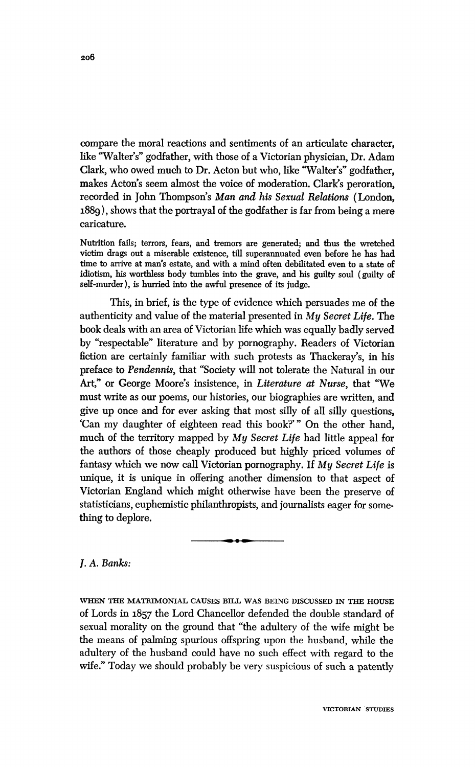compare the moral reactions and sentiments of an articulate character, like "Walter's" godfather, with those of a Victorian physician, Dr. Adam Clark, who owed much to Dr. Acton but who, like "Walter's" godfather, makes Acton's seem almost the voice of moderation. Clark's peroration, recorded in John Thompson's *Man and his Sexual Relations* (London, 1889), shows that the portrayal of the godfather is far from being a mere caricature.

> Nutrition fails; terrors, fears, and tremors are generated; and thus the wretched victim drags out a miserable existence, till superannuated even before he has had time to arrive at man's estate, and with a mind often debilitated even to a state of idiotism, his worthless body tumbles into the grave, and his guilty soul (guilty of self-murder), is hurried into the awful presence of its judge.

This, in brief, is the type of evidence which persuades me of the authenticity and value of the material presented in *My Secret Life*. The book deals with an area of Victorian life which was equally badly served by "respectable" literature and by pornography. Readers of Victorian fiction are certainly familiar with such protests as Thackeray's, in his preface to *Pendennis*, that "Society will not tolerate the Natural in our Art," or George Moore's insistence, in *Literature at Nurse*, that "We must write as our poems, our histories, our biographies are written, and give up once and for ever asking that most silly of all silly questions, 'Can my daughter of eighteen read this book?'" On the other hand, much of the territory mapped by *My Secret Life* had little appeal for the authors of those cheaply produced but highly priced volumes of fantasy which we now call Victorian pornography. If *My Secret Life* is unique, it is unique in offering another dimension to that aspect of Victorian England which might otherwise have been the preserve of statisticians, euphemistic philanthropists, and journalists eager for something to deplore.

---

*J. A. Banks:*

When the Matrimonial Causes Bill was being discussed in the House of Lords in 1857 the Lord Chancellor defended the double standard of sexual morality on the ground that "the adultery of the wife might be the means of palming spurious offspring upon the husband, while the adultery of the husband could have no such effect with regard to the wife." Today we should probably be very suspicious of such a patently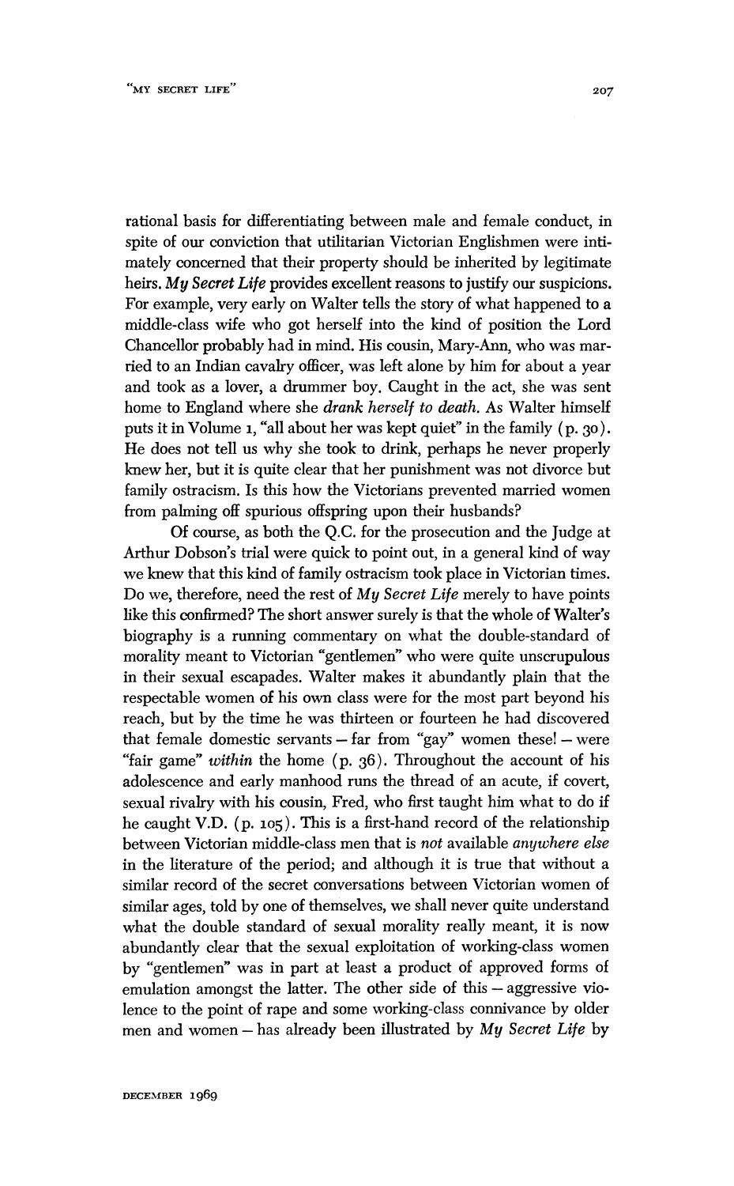rational basis for differentiating between male and female conduct, in spite of our conviction that utilitarian Victorian Englishmen were intimately concerned that their property should be inherited by legitimate heirs. *My Secret Life* provides excellent reasons to justify our suspicions. For example, very early on Walter tells the story of what happened to a middle-class wife who got herself into the kind of position the Lord Chancellor probably had in mind. His cousin, Mary-Ann, who was married to an Indian cavalry officer, was left alone by him for about a year and took as a lover, a drummer boy. Caught in the act, she was sent home to England where she *drank herself to death.* As Walter himself puts it in Volume 1, "all about her was kept quiet" in the family (p. 30). He does not tell us why she took to drink, perhaps he never properly knew her, but it is quite clear that her punishment was not divorce but family ostracism. Is this how the Victorians prevented married women from palming off spurious offspring upon their husbands?

Of course, as both the Q.C. for the prosecution and the Judge at Arthur Dobson's trial were quick to point out, in a general kind of way we knew that this kind of family ostracism took place in Victorian times. Do we, therefore, need the rest of *My Secret Life* merely to have points like this confirmed? The short answer surely is that the whole of Walter's biography is a running commentary on what the double-standard of morality meant to Victorian "gentlemen" who were quite unscrupulous in their sexual escapades. Walter makes it abundantly plain that the respectable women of his own class were for the most part beyond his reach, but by the time he was thirteen or fourteen he had discovered that female domestic servants – far from "gay" women these! – were "fair game" *within* the home (p. 36). Throughout the account of his adolescence and early manhood runs the thread of an acute, if covert, sexual rivalry with his cousin, Fred, who first taught him what to do if he caught V.D. (p. 105). This is a first-hand record of the relationship between Victorian middle-class men that is *not* available *anywhere else* in the literature of the period; and although it is true that without a similar record of the secret conversations between Victorian women of similar ages, told by one of themselves, we shall never quite understand what the double standard of sexual morality really meant, it is now abundantly clear that the sexual exploitation of working-class women by "gentlemen" was in part at least a product of approved forms of emulation amongst the latter. The other side of this – aggressive violence to the point of rape and some working-class connivance by older men and women – has already been illustrated by *My Secret Life* by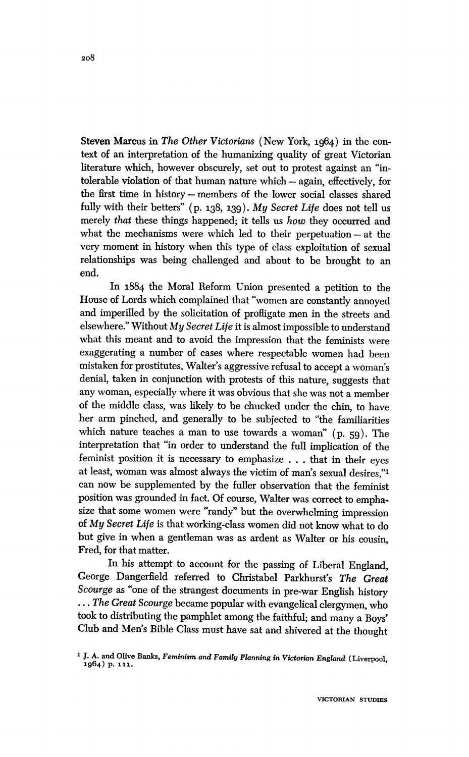Steven Marcus in *The Other Victorians* (New York, 1964) in the context of an interpretation of the humanizing quality of great Victorian literature which, however obscurely, set out to protest against an "intolerable violation of that human nature which – again, effectively, for the first time in history – members of the lower social classes shared fully with their betters" (p. 138, 139). *My Secret Life* does not tell us merely *that* these things happened; it tells us *how* they occurred and what the mechanisms were which led to their perpetuation – at the very moment in history when this type of class exploitation of sexual relationships was being challenged and about to be brought to an end.

In 1884 the Moral Reform Union presented a petition to the House of Lords which complained that "women are constantly annoyed and imperilled by the solicitation of profligate men in the streets and elsewhere." Without *My Secret Life* it is almost impossible to understand what this meant and to avoid the impression that the feminists were exaggerating a number of cases where respectable women had been mistaken for prostitutes. Walter's aggressive refusal to accept a woman's denial, taken in conjunction with protests of this nature, suggests that any woman, especially where it was obvious that she was not a member of the middle class, was likely to be chucked under the chin, to have her arm pinched, and generally to be subjected to "the familiarities which nature teaches a man to use towards a woman" (p. 59). The interpretation that "in order to understand the full implication of the feminist position it is necessary to emphasize . . . that in their eyes at least, woman was almost always the victim of man's sexual desires,"[1] can now be supplemented by the fuller observation that the feminist position was grounded in fact. Of course, Walter was correct to emphasize that some women were "randy" but the overwhelming impression of *My Secret Life* is that working-class women did not know what to do but give in when a gentleman was as ardent as Walter or his cousin, Fred, for that matter.

In his attempt to account for the passing of Liberal England, George Dangerfield referred to Christabel Parkhurst's *The Great Scourge* as "one of the strangest documents in pre-war English history . . . *The Great Scourge* became popular with evangelical clergymen, who took to distributing the pamphlet among the faithful; and many a Boys' Club and Men's Bible Class must have sat and shivered at the thought

[1] J. A. and Olive Banks, *Feminism and Family Planning in Victorian England* (Liverpool, 1964) p. 111.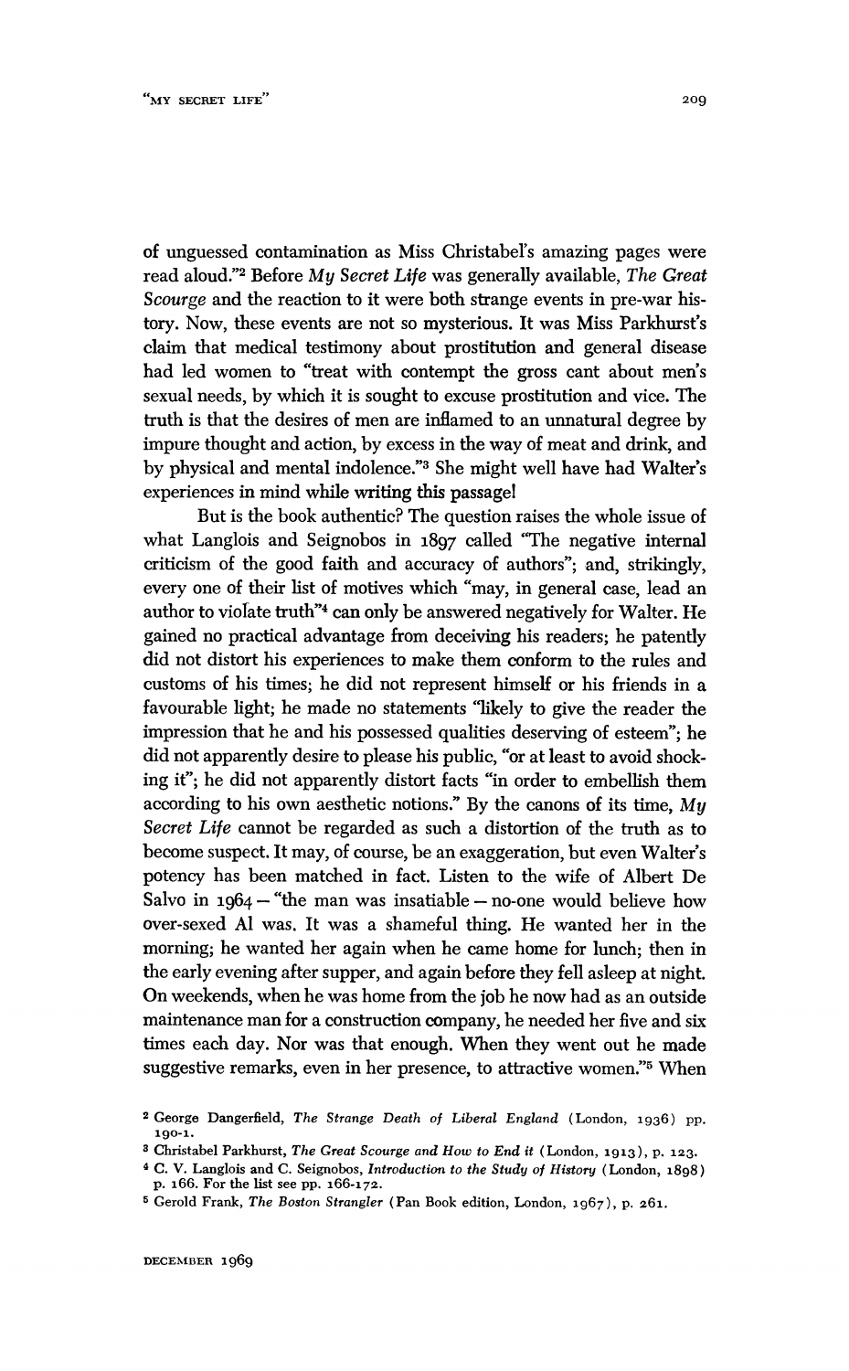of unguessed contamination as Miss Christabel's amazing pages were read aloud."[2] Before *My Secret Life* was generally available, *The Great Scourge* and the reaction to it were both strange events in pre-war history. Now, these events are not so mysterious. It was Miss Parkhurst's claim that medical testimony about prostitution and general disease had led women to "treat with contempt the gross cant about men's sexual needs, by which it is sought to excuse prostitution and vice. The truth is that the desires of men are inflamed to an unnatural degree by impure thought and action, by excess in the way of meat and drink, and by physical and mental indolence."[3] She might well have had Walter's experiences in mind while writing this passage!

But is the book authentic? The question raises the whole issue of what Langlois and Seignobos in 1897 called "The negative internal criticism of the good faith and accuracy of authors"; and, strikingly, every one of their list of motives which "may, in general case, lead an author to violate truth"[4] can only be answered negatively for Walter. He gained no practical advantage from deceiving his readers; he patently did not distort his experiences to make them conform to the rules and customs of his times; he did not represent himself or his friends in a favourable light; he made no statements "likely to give the reader the impression that he and his possessed qualities deserving of esteem"; he did not apparently desire to please his public, "or at least to avoid shocking it"; he did not apparently distort facts "in order to embellish them according to his own aesthetic notions." By the canons of its time, *My Secret Life* cannot be regarded as such a distortion of the truth as to become suspect. It may, of course, be an exaggeration, but even Walter's potency has been matched in fact. Listen to the wife of Albert De Salvo in 1964 – "the man was insatiable – no-one would believe how over-sexed Al was. It was a shameful thing. He wanted her in the morning; he wanted her again when he came home for lunch; then in the early evening after supper, and again before they fell asleep at night. On weekends, when he was home from the job he now had as an outside maintenance man for a construction company, he needed her five and six times each day. Nor was that enough. When they went out he made suggestive remarks, even in her presence, to attractive women."[5] When

[2] George Dangerfield, *The Strange Death of Liberal England* (London, 1936) pp. 190-1.

[3] Christabel Parkhurst, *The Great Scourge and How to End it* (London, 1913), p. 123.

[4] C. V. Langlois and C. Seignobos, *Introduction to the Study of History* (London, 1898) p. 166. For the list see pp. 166-172.

[5] Gerold Frank, *The Boston Strangler* (Pan Book edition, London, 1967), p. 261.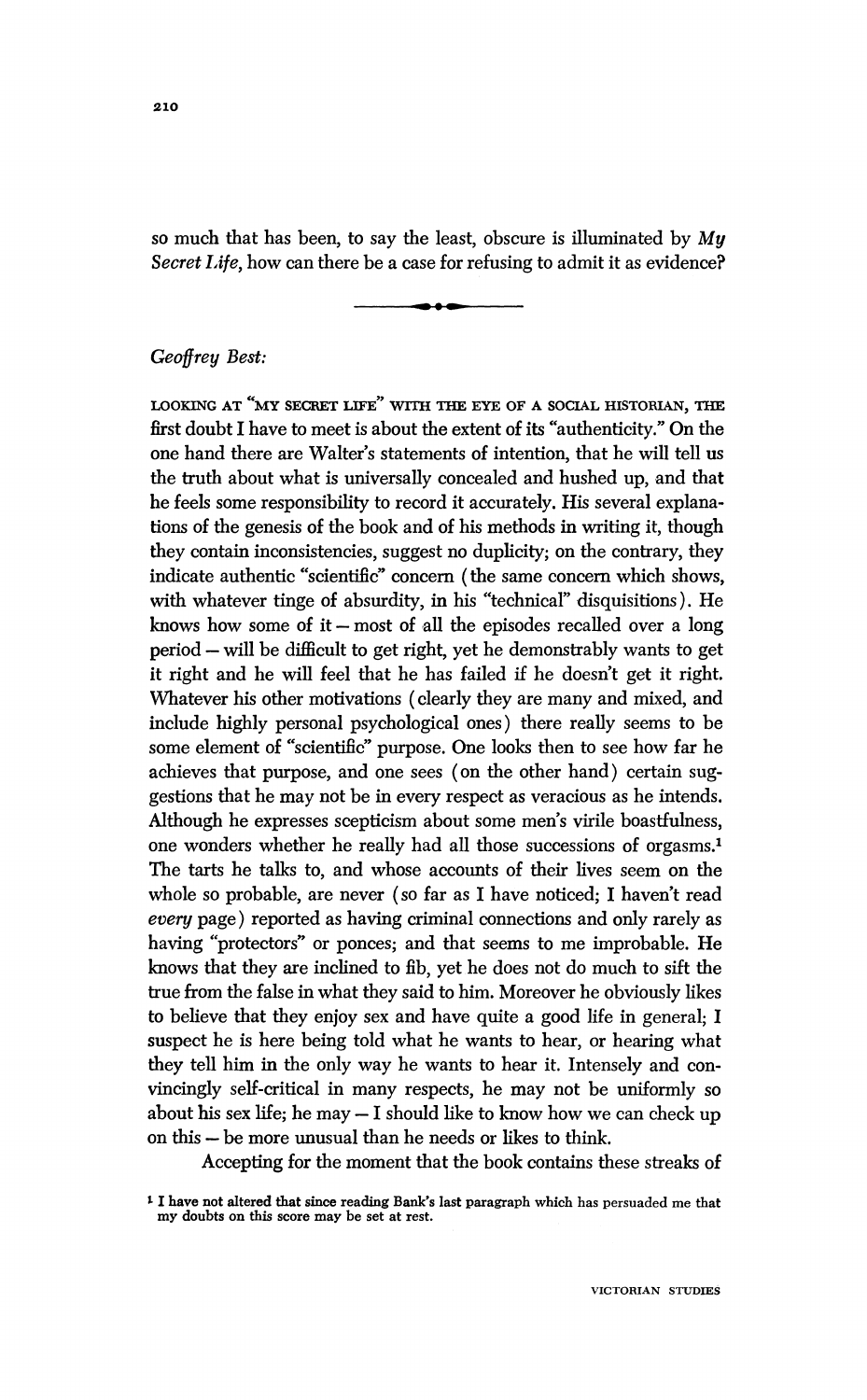so much that has been, to say the least, obscure is illuminated by *My Secret Life*, how can there be a case for refusing to admit it as evidence?

---

*Geoffrey Best:*

LOOKING AT "MY SECRET LIFE" WITH THE EYE OF A SOCIAL HISTORIAN, THE first doubt I have to meet is about the extent of its "authenticity." On the one hand there are Walter's statements of intention, that he will tell us the truth about what is universally concealed and hushed up, and that he feels some responsibility to record it accurately. His several explanations of the genesis of the book and of his methods in writing it, though they contain inconsistencies, suggest no duplicity; on the contrary, they indicate authentic "scientific" concern (the same concern which shows, with whatever tinge of absurdity, in his "technical" disquisitions). He knows how some of it – most of all the episodes recalled over a long period – will be difficult to get right, yet he demonstrably wants to get it right and he will feel that he has failed if he doesn't get it right. Whatever his other motivations (clearly they are many and mixed, and include highly personal psychological ones) there really seems to be some element of "scientific" purpose. One looks then to see how far he achieves that purpose, and one sees (on the other hand) certain suggestions that he may not be in every respect as veracious as he intends. Although he expresses scepticism about some men's virile boastfulness, one wonders whether he really had all those successions of orgasms.[1] The tarts he talks to, and whose accounts of their lives seem on the whole so probable, are never (so far as I have noticed; I haven't read *every* page) reported as having criminal connections and only rarely as having "protectors" or ponces; and that seems to me improbable. He knows that they are inclined to fib, yet he does not do much to sift the true from the false in what they said to him. Moreover he obviously likes to believe that they enjoy sex and have quite a good life in general; I suspect he is here being told what he wants to hear, or hearing what they tell him in the only way he wants to hear it. Intensely and convincingly self-critical in many respects, he may not be uniformly so about his sex life; he may – I should like to know how we can check up on this – be more unusual than he needs or likes to think.

Accepting for the moment that the book contains these streaks of

[1] I have not altered that since reading Bank's last paragraph which has persuaded me that my doubts on this score may be set at rest.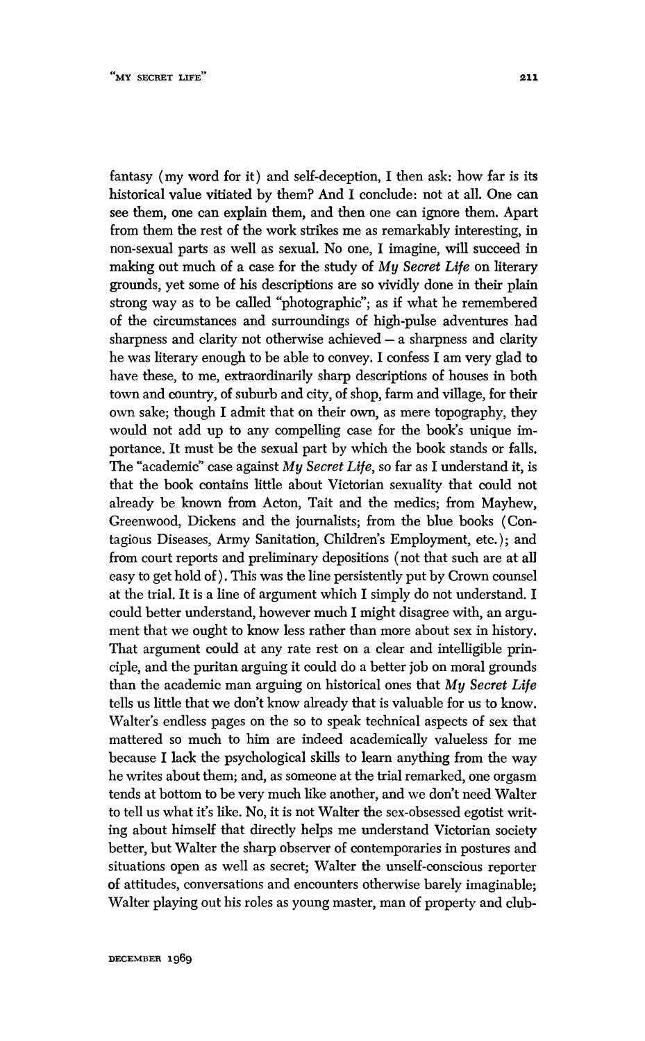fantasy (my word for it) and self-deception, I then ask: how far is its historical value vitiated by them? And I conclude: not at all. One can see them, one can explain them, and then one can ignore them. Apart from them the rest of the work strikes me as remarkably interesting, in non-sexual parts as well as sexual. No one, I imagine, will succeed in making out much of a case for the study of *My Secret Life* on literary grounds, yet some of his descriptions are so vividly done in their plain strong way as to be called "photographic"; as if what he remembered of the circumstances and surroundings of high-pulse adventures had sharpness and clarity not otherwise achieved – a sharpness and clarity he was literary enough to be able to convey. I confess I am very glad to have these, to me, extraordinarily sharp descriptions of houses in both town and country, of suburb and city, of shop, farm and village, for their own sake; though I admit that on their own, as mere topography, they would not add up to any compelling case for the book's unique importance. It must be the sexual part by which the book stands or falls. The "academic" case against *My Secret Life*, so far as I understand it, is that the book contains little about Victorian sexuality that could not already be known from Acton, Tait and the medics; from Mayhew, Greenwood, Dickens and the journalists; from the blue books (Contagious Diseases, Army Sanitation, Children's Employment, etc.); and from court reports and preliminary depositions (not that such are at all easy to get hold of). This was the line persistently put by Crown counsel at the trial. It is a line of argument which I simply do not understand. I could better understand, however much I might disagree with, an argument that we ought to know less rather than more about sex in history. That argument could at any rate rest on a clear and intelligible principle, and the puritan arguing it could do a better job on moral grounds than the academic man arguing on historical ones that *My Secret Life* tells us little that we don't know already that is valuable for us to know. Walter's endless pages on the so to speak technical aspects of sex that mattered so much to him are indeed academically valueless for me because I lack the psychological skills to learn anything from the way he writes about them; and, as someone at the trial remarked, one orgasm tends at bottom to be very much like another, and we don't need Walter to tell us what it's like. No, it is not Walter the sex-obsessed egotist writing about himself that directly helps me understand Victorian society better, but Walter the sharp observer of contemporaries in postures and situations open as well as secret; Walter the unself-conscious reporter of attitudes, conversations and encounters otherwise barely imaginable; Walter playing out his roles as young master, man of property and club-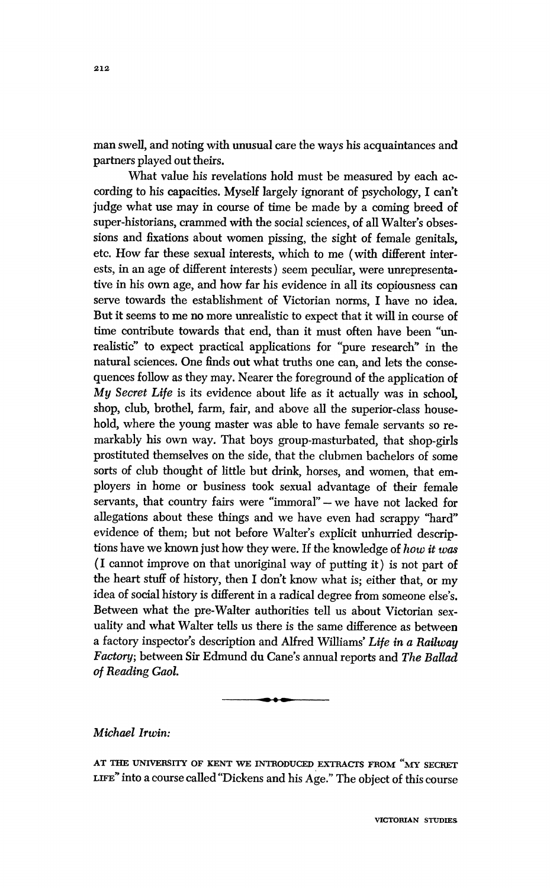man swell, and noting with unusual care the ways his acquaintances and partners played out theirs.

What value his revelations hold must be measured by each according to his capacities. Myself largely ignorant of psychology, I can't judge what use may in course of time be made by a coming breed of super-historians, crammed with the social sciences, of all Walter's obsessions and fixations about women pissing, the sight of female genitals, etc. How far these sexual interests, which to me (with different interests, in an age of different interests) seem peculiar, were unrepresentative in his own age, and how far his evidence in all its copiousness can serve towards the establishment of Victorian norms, I have no idea. But it seems to me no more unrealistic to expect that it will in course of time contribute towards that end, than it must often have been "unrealistic" to expect practical applications for "pure research" in the natural sciences. One finds out what truths one can, and lets the consequences follow as they may. Nearer the foreground of the application of *My Secret Life* is its evidence about life as it actually was in school, shop, club, brothel, farm, fair, and above all the superior-class household, where the young master was able to have female servants so remarkably his own way. That boys group-masturbated, that shop-girls prostituted themselves on the side, that the clubmen bachelors of some sorts of club thought of little but drink, horses, and women, that employers in home or business took sexual advantage of their female servants, that country fairs were "immoral" – we have not lacked for allegations about these things and we have even had scrappy "hard" evidence of them; but not before Walter's explicit unhurried descriptions have we known just how they were. If the knowledge of *how it was* (I cannot improve on that unoriginal way of putting it) is not part of the heart stuff of history, then I don't know what is; either that, or my idea of social history is different in a radical degree from someone else's. Between what the pre-Walter authorities tell us about Victorian sexuality and what Walter tells us there is the same difference as between a factory inspector's description and Alfred Williams' *Life in a Railway Factory*; between Sir Edmund du Cane's annual reports and *The Ballad of Reading Gaol.*

---

*Michael Irwin:*

AT THE UNIVERSITY OF KENT WE INTRODUCED EXTRACTS FROM "MY SECRET LIFE" into a course called "Dickens and his Age." The object of this course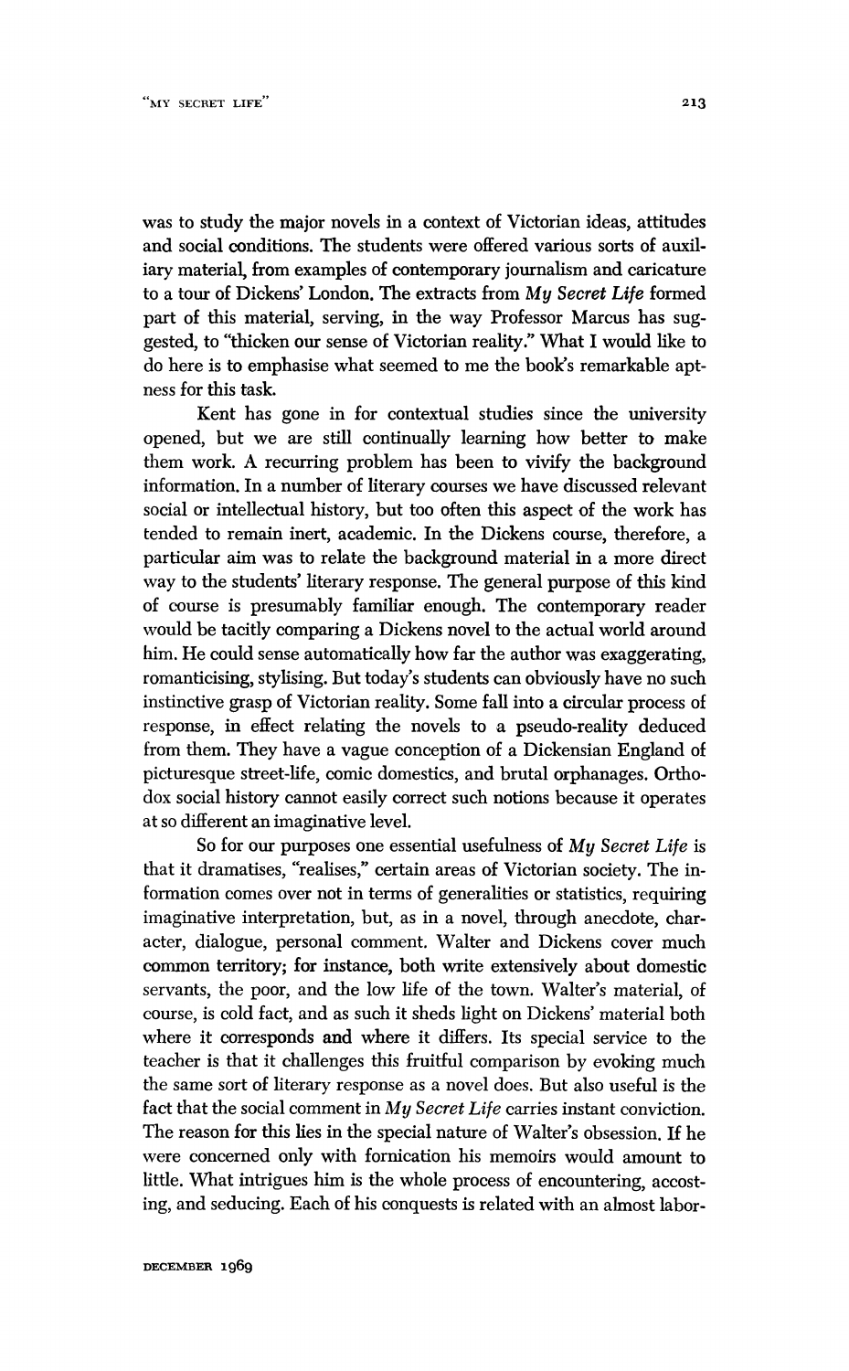was to study the major novels in a context of Victorian ideas, attitudes and social conditions. The students were offered various sorts of auxiliary material, from examples of contemporary journalism and caricature to a tour of Dickens' London. The extracts from *My Secret Life* formed part of this material, serving, in the way Professor Marcus has suggested, to "thicken our sense of Victorian reality." What I would like to do here is to emphasise what seemed to me the book's remarkable aptness for this task.

Kent has gone in for contextual studies since the university opened, but we are still continually learning how better to make them work. A recurring problem has been to vivify the background information. In a number of literary courses we have discussed relevant social or intellectual history, but too often this aspect of the work has tended to remain inert, academic. In the Dickens course, therefore, a particular aim was to relate the background material in a more direct way to the students' literary response. The general purpose of this kind of course is presumably familiar enough. The contemporary reader would be tacitly comparing a Dickens novel to the actual world around him. He could sense automatically how far the author was exaggerating, romanticising, stylising. But today's students can obviously have no such instinctive grasp of Victorian reality. Some fall into a circular process of response, in effect relating the novels to a pseudo-reality deduced from them. They have a vague conception of a Dickensian England of picturesque street-life, comic domestics, and brutal orphanages. Orthodox social history cannot easily correct such notions because it operates at so different an imaginative level.

So for our purposes one essential usefulness of *My Secret Life* is that it dramatises, "realises," certain areas of Victorian society. The information comes over not in terms of generalities or statistics, requiring imaginative interpretation, but, as in a novel, through anecdote, character, dialogue, personal comment. Walter and Dickens cover much common territory; for instance, both write extensively about domestic servants, the poor, and the low life of the town. Walter's material, of course, is cold fact, and as such it sheds light on Dickens' material both where it corresponds and where it differs. Its special service to the teacher is that it challenges this fruitful comparison by evoking much the same sort of literary response as a novel does. But also useful is the fact that the social comment in *My Secret Life* carries instant conviction. The reason for this lies in the special nature of Walter's obsession. If he were concerned only with fornication his memoirs would amount to little. What intrigues him is the whole process of encountering, accosting, and seducing. Each of his conquests is related with an almost labor-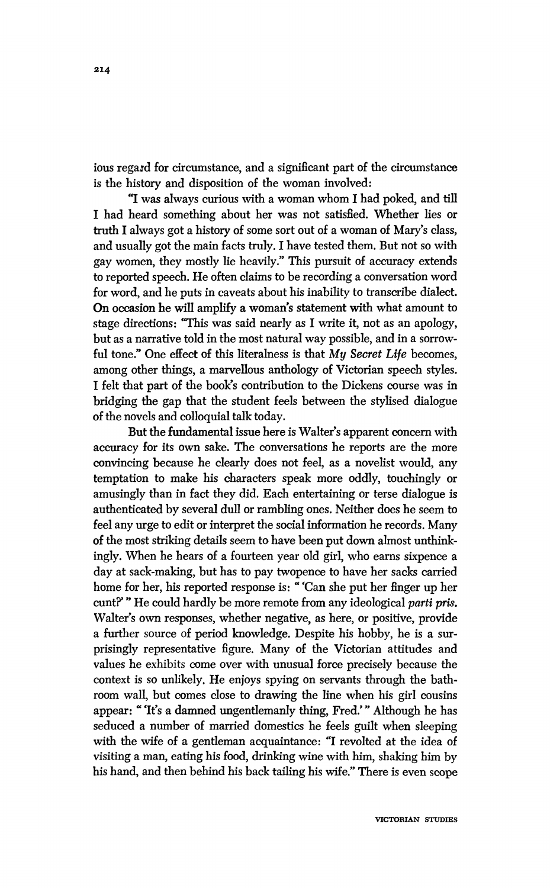ious regard for circumstance, and a significant part of the circumstance is the history and disposition of the woman involved:

"I was always curious with a woman whom I had poked, and till I had heard something about her was not satisfied. Whether lies or truth I always got a history of some sort out of a woman of Mary's class, and usually got the main facts truly. I have tested them. But not so with gay women, they mostly lie heavily." This pursuit of accuracy extends to reported speech. He often claims to be recording a conversation word for word, and he puts in caveats about his inability to transcribe dialect. On occasion he will amplify a woman's statement with what amount to stage directions: "This was said nearly as I write it, not as an apology, but as a narrative told in the most natural way possible, and in a sorrowful tone." One effect of this literalness is that *My Secret Life* becomes, among other things, a marvellous anthology of Victorian speech styles. I felt that part of the book's contribution to the Dickens course was in bridging the gap that the student feels between the stylised dialogue of the novels and colloquial talk today.

But the fundamental issue here is Walter's apparent concern with accuracy for its own sake. The conversations he reports are the more convincing because he clearly does not feel, as a novelist would, any temptation to make his characters speak more oddly, touchingly or amusingly than in fact they did. Each entertaining or terse dialogue is authenticated by several dull or rambling ones. Neither does he seem to feel any urge to edit or interpret the social information he records. Many of the most striking details seem to have been put down almost unthinkingly. When he hears of a fourteen year old girl, who earns sixpence a day at sack-making, but has to pay twopence to have her sacks carried home for her, his reported response is: " 'Can she put her finger up her cunt?' " He could hardly be more remote from any ideological *parti pris.* Walter's own responses, whether negative, as here, or positive, provide a further source of period knowledge. Despite his hobby, he is a surprisingly representative figure. Many of the Victorian attitudes and values he exhibits come over with unusual force precisely because the context is so unlikely. He enjoys spying on servants through the bathroom wall, but comes close to drawing the line when his girl cousins appear: " 'It's a damned ungentlemanly thing, Fred.' " Although he has seduced a number of married domestics he feels guilt when sleeping with the wife of a gentleman acquaintance: "I revolted at the idea of visiting a man, eating his food, drinking wine with him, shaking him by his hand, and then behind his back tailing his wife." There is even scope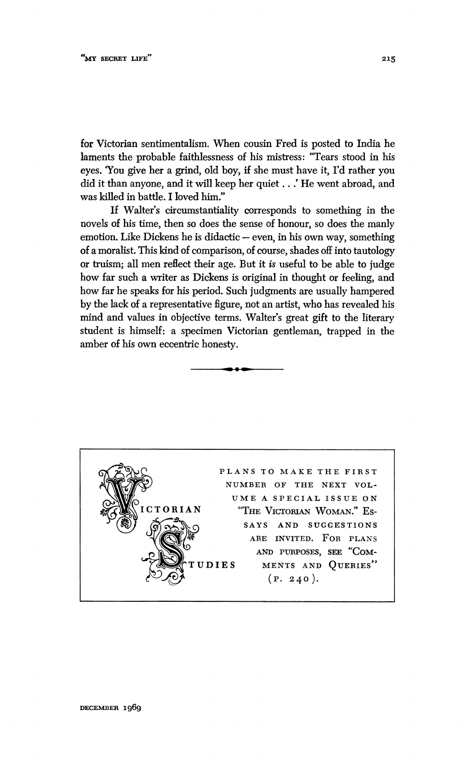for Victorian sentimentalism. When cousin Fred is posted to India he laments the probable faithlessness of his mistress: "Tears stood in his eyes. 'You give her a grind, old boy, if she must have it, I'd rather you did it than anyone, and it will keep her quiet . . .' He went abroad, and was killed in battle. I loved him."

If Walter's circumstantiality corresponds to something in the novels of his time, then so does the sense of honour, so does the manly emotion. Like Dickens he is didactic – even, in his own way, something of a moralist. This kind of comparison, of course, shades off into tautology or truism; all men reflect their age. But it *is* useful to be able to judge how far such a writer as Dickens is original in thought or feeling, and how far he speaks for his period. Such judgments are usually hampered by the lack of a representative figure, not an artist, who has revealed his mind and values in objective terms. Walter's great gift to the literary student is himself: a specimen Victorian gentleman, trapped in the amber of his own eccentric honesty.

---

VICTORIAN STUDIES PLANS TO MAKE THE FIRST NUMBER OF THE NEXT VOLUME A SPECIAL ISSUE ON "THE VICTORIAN WOMAN." ESSAYS AND SUGGESTIONS ARE INVITED. FOR PLANS AND PURPOSES, SEE "COMMENTS AND QUERIES" (P. 240).